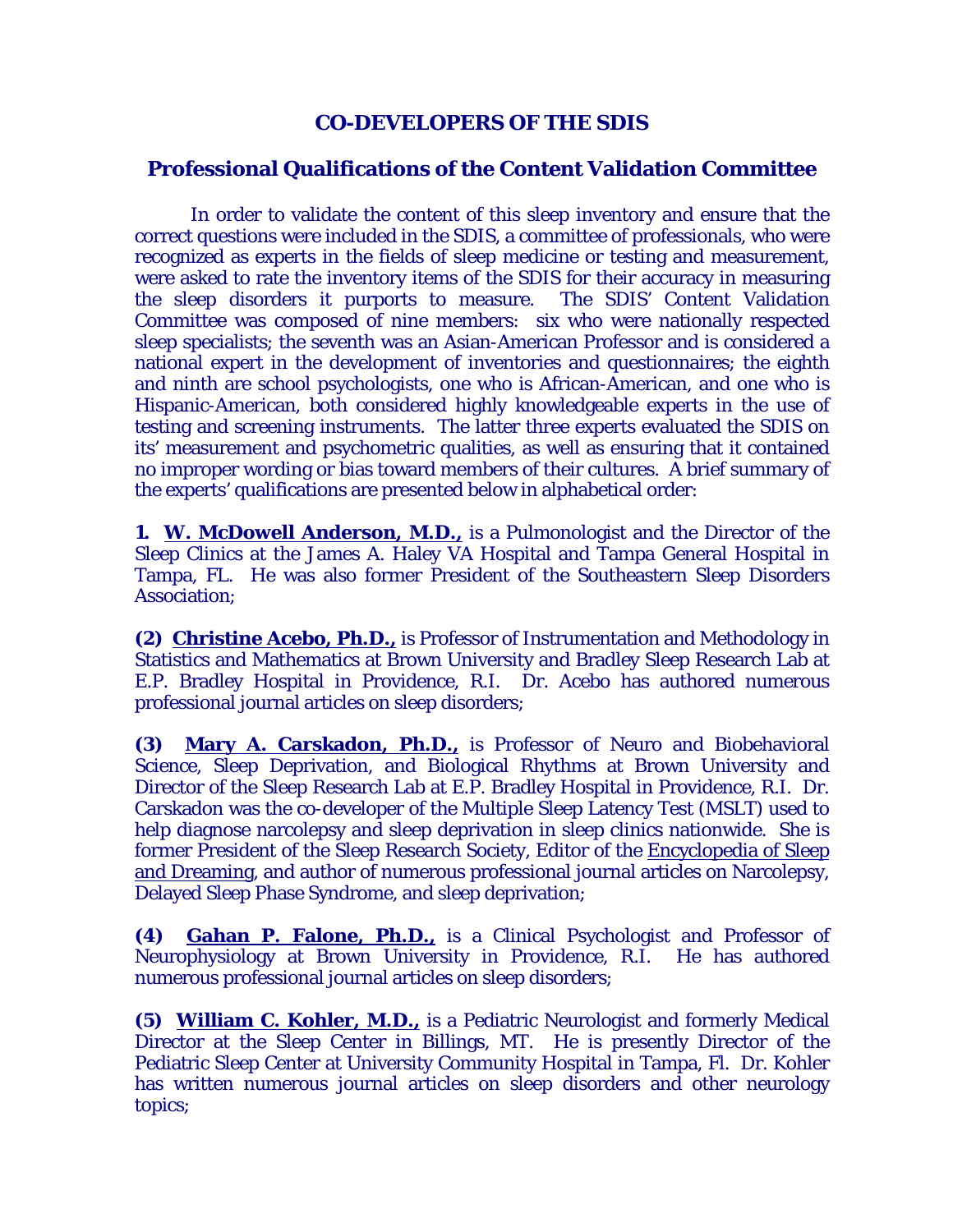# CO-DEVELOPERS OF THE SDIS

## Professional Qualifications of the Content Validation Committee

In order to validate the content of this sleep inventory and ensure that the correct questions were included in the SDIS, a committee of professionals, who were recognized as experts in the fields of sleep medicine or testing and measurement, were asked to rate the inventory items of the SDIS for their accuracy in measuring the sleep disorders it purports to measure. The SDIS' Content Validation Committee was composed of nine members: six who were nationally respected sleep specialists; the seventh was an Asian-American Professor and is considered a national expert in the development of inventories and questionnaires; the eighth and ninth are school psychologists, one who is African-American, and one who is Hispanic-American, both considered highly knowledgeable experts in the use of testing and screening instruments. The latter three experts evaluated the SDIS on its' measurement and psychometric qualities, as well as ensuring that it contained no improper wording or bias toward members of their cultures. A brief summary of the experts' qualifications are presented below in alphabetical order:

**1. W. McDowell Anderson, M.D.,** is a Pulmonologist and the Director of the Sleep Clinics at the James A. Haley VA Hospital and Tampa General Hospital in Tampa, FL. He was also former President of the Southeastern Sleep Disorders Association;

**(2) Christine Acebo, Ph.D.,** is Professor of Instrumentation and Methodology in Statistics and Mathematics at Brown University and Bradley Sleep Research Lab at E.P. Bradley Hospital in Providence, R.I. Dr. Acebo has authored numerous professional journal articles on sleep disorders;

**(3) Mary A. Carskadon, Ph.D.,** is Professor of Neuro and Biobehavioral Science, Sleep Deprivation, and Biological Rhythms at Brown University and Director of the Sleep Research Lab at E.P. Bradley Hospital in Providence, R.I. Dr. Carskadon was the co-developer of the Multiple Sleep Latency Test (MSLT) used to help diagnose narcolepsy and sleep deprivation in sleep clinics nationwide. She is former President of the Sleep Research Society, Editor of the Encyclopedia of Sleep and Dreaming, and author of numerous professional journal articles on Narcolepsy, Delayed Sleep Phase Syndrome, and sleep deprivation;

**(4) Gahan P. Falone, Ph.D.,** is a Clinical Psychologist and Professor of Neurophysiology at Brown University in Providence, R.I. He has authored numerous professional journal articles on sleep disorders;

**(5) William C. Kohler, M.D.,** is a Pediatric Neurologist and formerly Medical Director at the Sleep Center in Billings, MT. He is presently Director of the Pediatric Sleep Center at University Community Hospital in Tampa, Fl. Dr. Kohler has written numerous journal articles on sleep disorders and other neurology topics;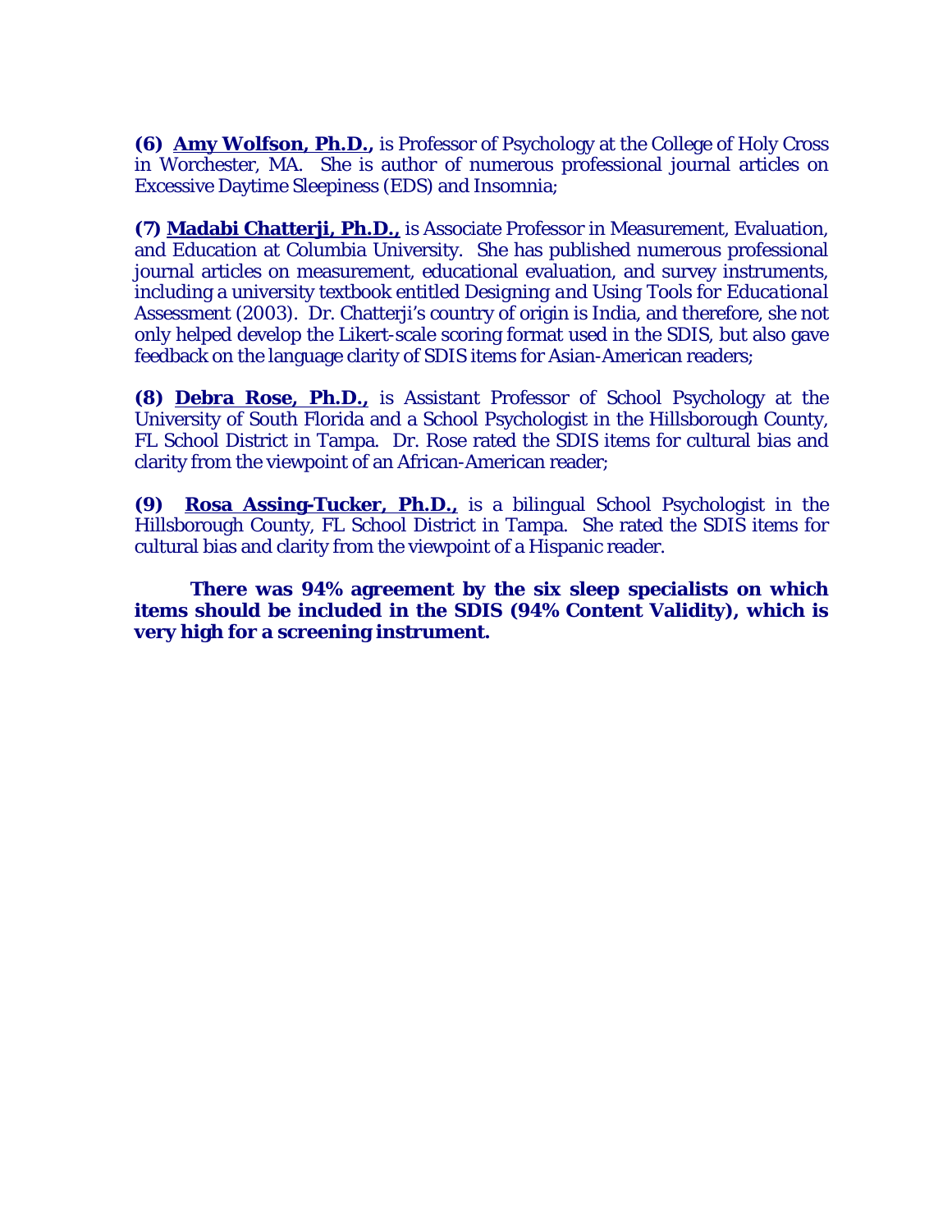**(6)** **Amy Wolfson, Ph.D.,** is Professor of Psychology at the College of Holy Cross in Worchester, MA. She is author of numerous professional journal articles on Excessive Daytime Sleepiness (EDS) and Insomnia;

**(7)** **Madabi Chatterji, Ph.D.,** is Associate Professor in Measurement, Evaluation, and Education at Columbia University. She has published numerous professional journal articles on measurement, educational evaluation, and survey instruments, including a university textbook entitled *Designing and Using Tools for Educational* Assessment (2003). Dr. Chatterji's country of origin is India, and therefore, she not only helped develop the Likert-scale scoring format used in the SDIS, but also gave feedback on the language clarity of SDIS items for Asian-American readers;

**(8)** **Debra Rose, Ph.D.,** is Assistant Professor of School Psychology at the University of South Florida and a School Psychologist in the Hillsborough County, FL School District in Tampa. Dr. Rose rated the SDIS items for cultural bias and clarity from the viewpoint of an African-American reader;

**(9)** **Rosa Assing-Tucker, Ph.D.,** is a bilingual School Psychologist in the Hillsborough County, FL School District in Tampa. She rated the SDIS items for cultural bias and clarity from the viewpoint of a Hispanic reader.

**There was 94% agreement by the six sleep specialists on which items should be included in the SDIS (94% Content Validity), which is very high for a screening instrument.**